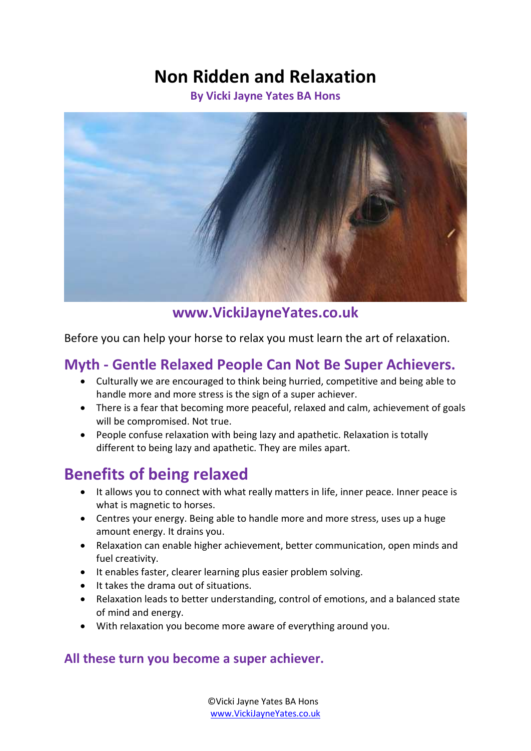# Non Ridden and Relaxation

**By Vicki Jayne Yates BA Hons**

**www.VickiJayneYates.co.uk**

Before you can help your horse to relax you must learn the art of relaxation.

## Myth - Gentle Relaxed People Can Not Be Super Achievers.

- Culturally we are encouraged to think being hurried, competitive and being able to handle more and more stress is the sign of a super achiever.
- There is a fear that becoming more peaceful, relaxed and calm, achievement of goals will be compromised. Not true.
- People confuse relaxation with being lazy and apathetic. Relaxation is totally different to being lazy and apathetic. They are miles apart.

## Benefits of being relaxed

- It allows you to connect with what really matters in life, inner peace. Inner peace is what is magnetic to horses.
- Centres your energy. Being able to handle more and more stress, uses up a huge amount energy. It drains you.
- Relaxation can enable higher achievement, better communication, open minds and fuel creativity.
- It enables faster, clearer learning plus easier problem solving.
- It takes the drama out of situations.
- Relaxation leads to better understanding, control of emotions, and a balanced state of mind and energy.
- With relaxation you become more aware of everything around you.

### All these turn you become a super achiever.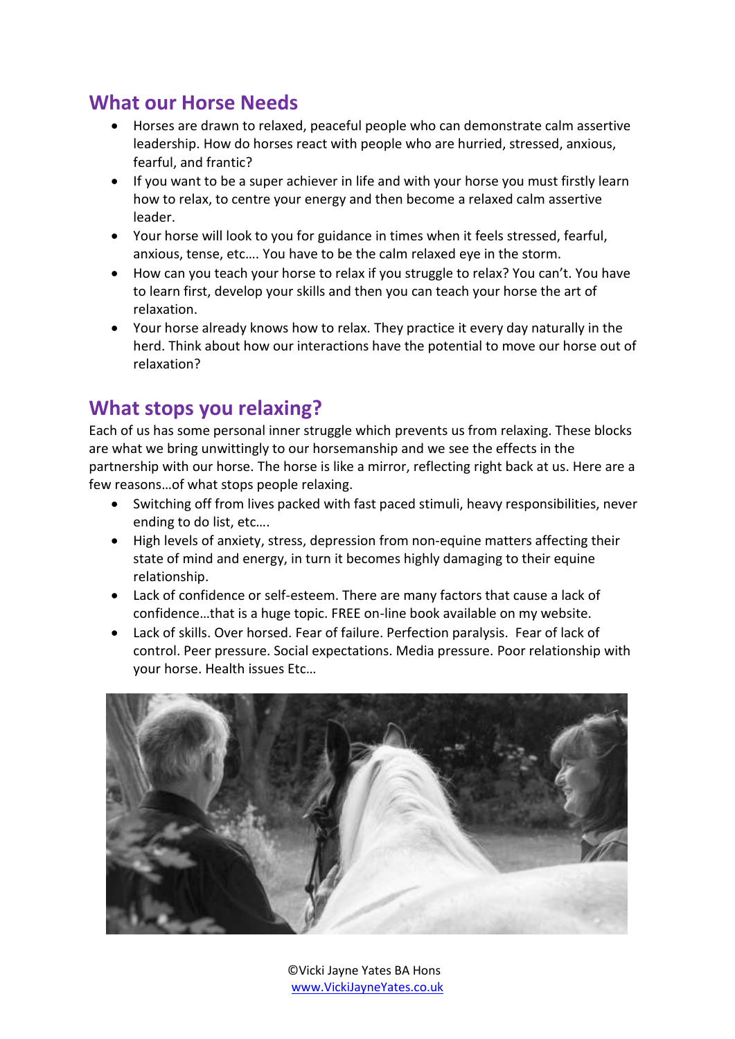## What our Horse Needs

- Horses are drawn to relaxed, peaceful people who can demonstrate calm assertive leadership. How do horses react with people who are hurried, stressed, anxious, fearful, and frantic?
- If you want to be a super achiever in life and with your horse you must firstly learn how to relax, to centre your energy and then become a relaxed calm assertive leader.
- Your horse will look to you for guidance in times when it feels stressed, fearful, anxious, tense, etc…. You have to be the calm relaxed eye in the storm.
- How can you teach your horse to relax if you struggle to relax? You can't. You have to learn first, develop your skills and then you can teach your horse the art of relaxation.
- Your horse already knows how to relax. They practice it every day naturally in the herd. Think about how our interactions have the potential to move our horse out of relaxation?

## What stops you relaxing?

Each of us has some personal inner struggle which prevents us from relaxing. These blocks are what we bring unwittingly to our horsemanship and we see the effects in the partnership with our horse. The horse is like a mirror, reflecting right back at us. Here are a few reasons…of what stops people relaxing.

- Switching off from lives packed with fast paced stimuli, heavy responsibilities, never ending to do list, etc….
- High levels of anxiety, stress, depression from non-equine matters affecting their state of mind and energy, in turn it becomes highly damaging to their equine relationship.
- Lack of confidence or self-esteem. There are many factors that cause a lack of confidence…that is a huge topic. FREE on-line book available on my website.
- Lack of skills. Over horsed. Fear of failure. Perfection paralysis. Fear of lack of control. Peer pressure. Social expectations. Media pressure. Poor relationship with your horse. Health issues Etc…

©Vicki Jayne Yates BA Hons
www.VickiJayneYates.co.uk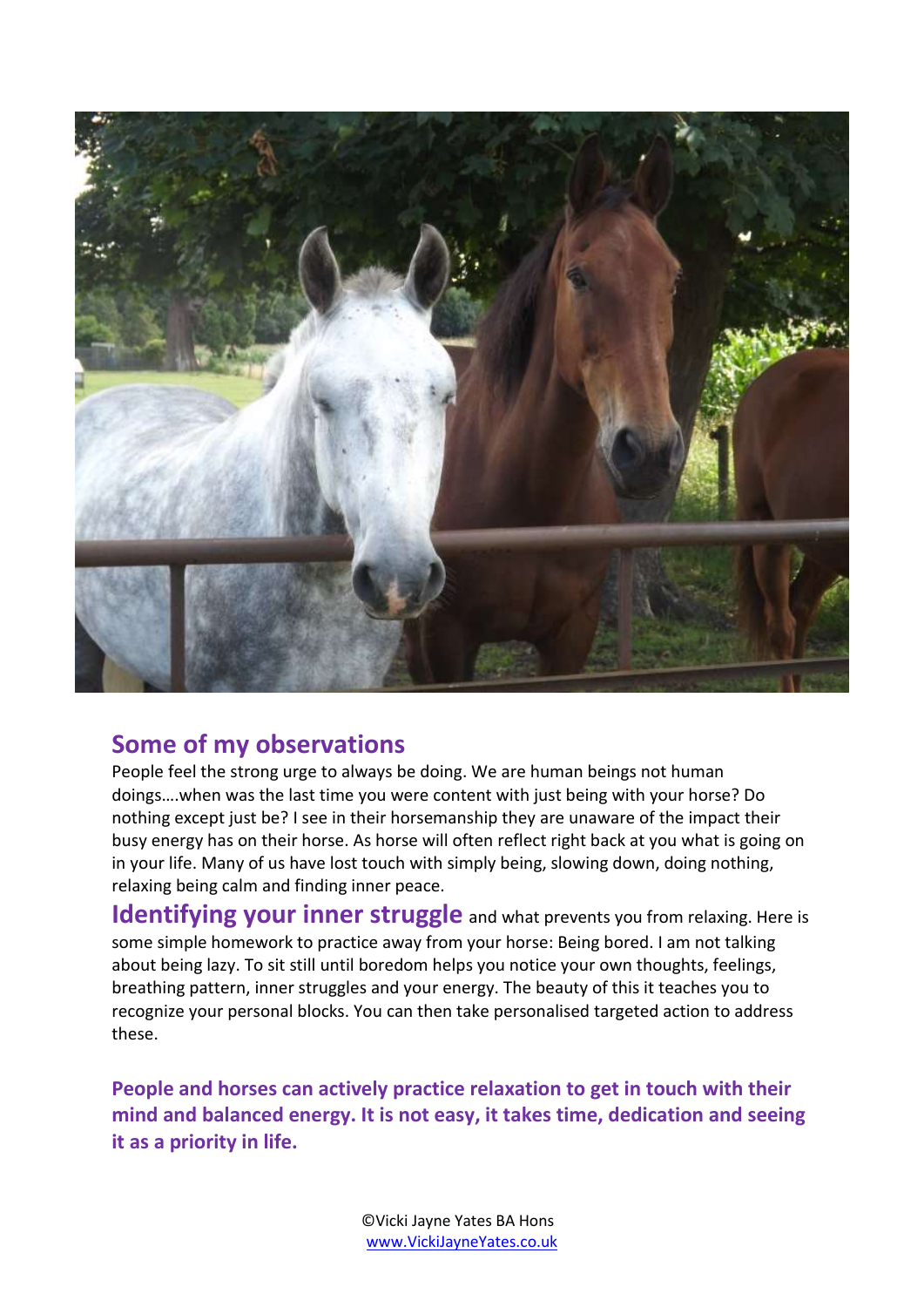## Some of my observations

People feel the strong urge to always be doing. We are human beings not human doings….when was the last time you were content with just being with your horse? Do nothing except just be? I see in their horsemanship they are unaware of the impact their busy energy has on their horse. As horse will often reflect right back at you what is going on in your life. Many of us have lost touch with simply being, slowing down, doing nothing, relaxing being calm and finding inner peace.

**Identifying your inner struggle** and what prevents you from relaxing. Here is some simple homework to practice away from your horse: Being bored. I am not talking about being lazy. To sit still until boredom helps you notice your own thoughts, feelings, breathing pattern, inner struggles and your energy. The beauty of this it teaches you to recognize your personal blocks. You can then take personalised targeted action to address these.

**People and horses can actively practice relaxation to get in touch with their mind and balanced energy. It is not easy, it takes time, dedication and seeing it as a priority in life.**

©Vicki Jayne Yates BA Hons
www.VickiJayneYates.co.uk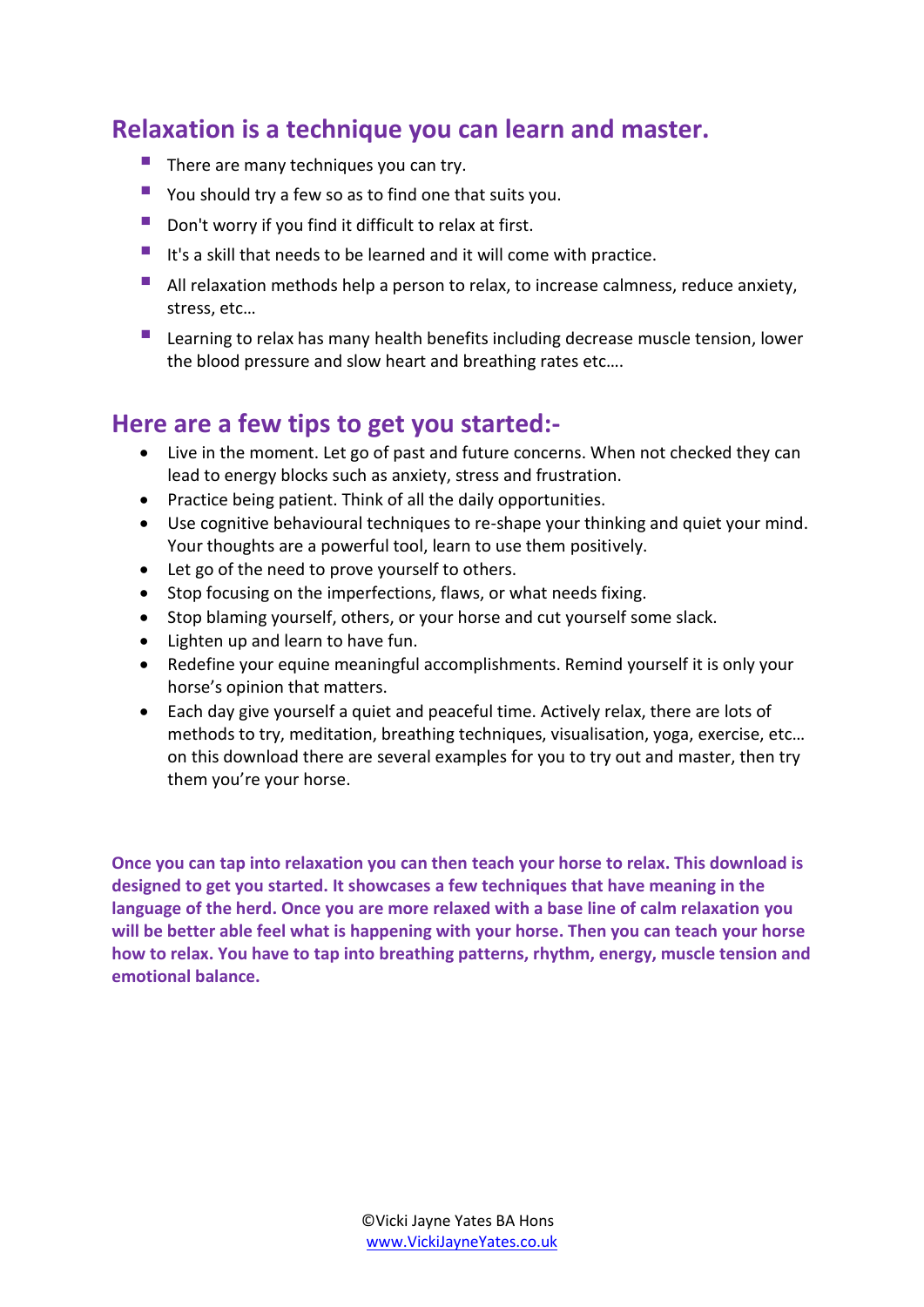## Relaxation is a technique you can learn and master.

- There are many techniques you can try.
- You should try a few so as to find one that suits you.
- Don't worry if you find it difficult to relax at first.
- It's a skill that needs to be learned and it will come with practice.
- All relaxation methods help a person to relax, to increase calmness, reduce anxiety, stress, etc…
- Learning to relax has many health benefits including decrease muscle tension, lower the blood pressure and slow heart and breathing rates etc….

## Here are a few tips to get you started:-

- Live in the moment. Let go of past and future concerns. When not checked they can lead to energy blocks such as anxiety, stress and frustration.
- Practice being patient. Think of all the daily opportunities.
- Use cognitive behavioural techniques to re-shape your thinking and quiet your mind. Your thoughts are a powerful tool, learn to use them positively.
- Let go of the need to prove yourself to others.
- Stop focusing on the imperfections, flaws, or what needs fixing.
- Stop blaming yourself, others, or your horse and cut yourself some slack.
- Lighten up and learn to have fun.
- Redefine your equine meaningful accomplishments. Remind yourself it is only your horse's opinion that matters.
- Each day give yourself a quiet and peaceful time. Actively relax, there are lots of methods to try, meditation, breathing techniques, visualisation, yoga, exercise, etc… on this download there are several examples for you to try out and master, then try them you're your horse.

**Once you can tap into relaxation you can then teach your horse to relax. This download is designed to get you started. It showcases a few techniques that have meaning in the language of the herd. Once you are more relaxed with a base line of calm relaxation you will be better able feel what is happening with your horse. Then you can teach your horse how to relax. You have to tap into breathing patterns, rhythm, energy, muscle tension and emotional balance.**

©Vicki Jayne Yates BA Hons
[www.VickiJayneYates.co.uk](http://www.VickiJayneYates.co.uk)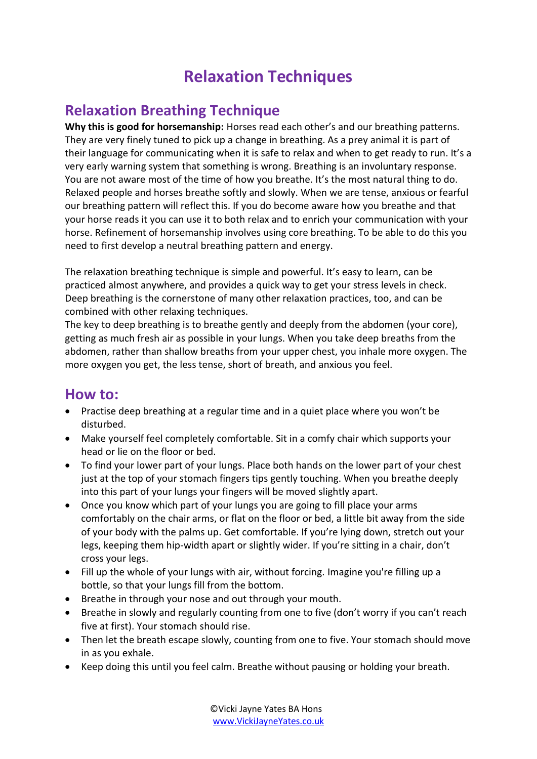# Relaxation Techniques

## Relaxation Breathing Technique

**Why this is good for horsemanship:** Horses read each other's and our breathing patterns. They are very finely tuned to pick up a change in breathing. As a prey animal it is part of their language for communicating when it is safe to relax and when to get ready to run. It's a very early warning system that something is wrong. Breathing is an involuntary response. You are not aware most of the time of how you breathe. It's the most natural thing to do. Relaxed people and horses breathe softly and slowly. When we are tense, anxious or fearful our breathing pattern will reflect this. If you do become aware how you breathe and that your horse reads it you can use it to both relax and to enrich your communication with your horse. Refinement of horsemanship involves using core breathing. To be able to do this you need to first develop a neutral breathing pattern and energy.

The relaxation breathing technique is simple and powerful. It's easy to learn, can be practiced almost anywhere, and provides a quick way to get your stress levels in check. Deep breathing is the cornerstone of many other relaxation practices, too, and can be combined with other relaxing techniques.
The key to deep breathing is to breathe gently and deeply from the abdomen (your core), getting as much fresh air as possible in your lungs. When you take deep breaths from the abdomen, rather than shallow breaths from your upper chest, you inhale more oxygen. The more oxygen you get, the less tense, short of breath, and anxious you feel.

## How to:

- Practise deep breathing at a regular time and in a quiet place where you won't be disturbed.
- Make yourself feel completely comfortable. Sit in a comfy chair which supports your head or lie on the floor or bed.
- To find your lower part of your lungs. Place both hands on the lower part of your chest just at the top of your stomach fingers tips gently touching. When you breathe deeply into this part of your lungs your fingers will be moved slightly apart.
- Once you know which part of your lungs you are going to fill place your arms comfortably on the chair arms, or flat on the floor or bed, a little bit away from the side of your body with the palms up. Get comfortable. If you're lying down, stretch out your legs, keeping them hip-width apart or slightly wider. If you're sitting in a chair, don't cross your legs.
- Fill up the whole of your lungs with air, without forcing. Imagine you're filling up a bottle, so that your lungs fill from the bottom.
- Breathe in through your nose and out through your mouth.
- Breathe in slowly and regularly counting from one to five (don't worry if you can't reach five at first). Your stomach should rise.
- Then let the breath escape slowly, counting from one to five. Your stomach should move in as you exhale.
- Keep doing this until you feel calm. Breathe without pausing or holding your breath.

©Vicki Jayne Yates BA Hons
www.VickiJayneYates.co.uk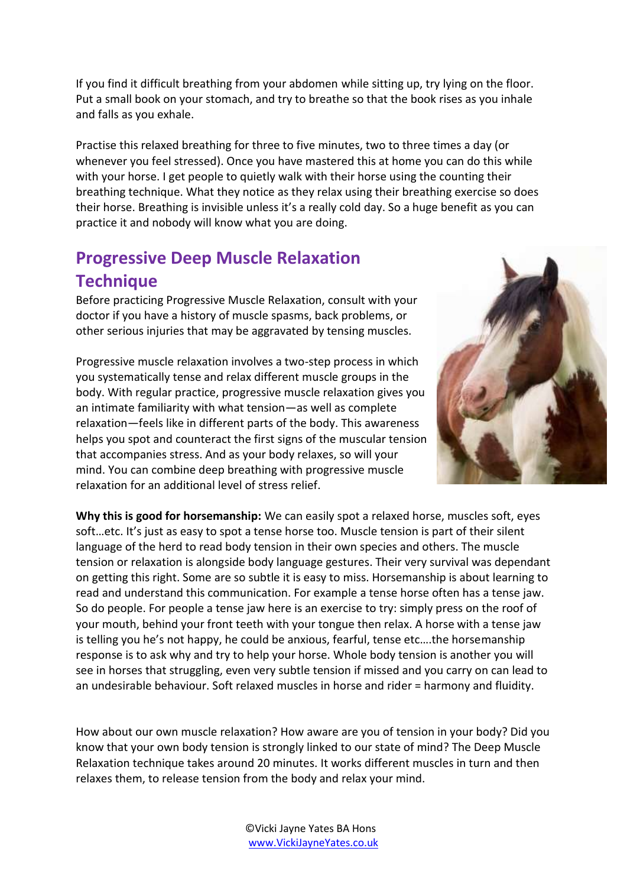If you find it difficult breathing from your abdomen while sitting up, try lying on the floor. Put a small book on your stomach, and try to breathe so that the book rises as you inhale and falls as you exhale.

Practise this relaxed breathing for three to five minutes, two to three times a day (or whenever you feel stressed). Once you have mastered this at home you can do this while with your horse. I get people to quietly walk with their horse using the counting their breathing technique. What they notice as they relax using their breathing exercise so does their horse. Breathing is invisible unless it's a really cold day. So a huge benefit as you can practice it and nobody will know what you are doing.

## Progressive Deep Muscle Relaxation Technique

Before practicing Progressive Muscle Relaxation, consult with your doctor if you have a history of muscle spasms, back problems, or other serious injuries that may be aggravated by tensing muscles.

Progressive muscle relaxation involves a two-step process in which you systematically tense and relax different muscle groups in the body. With regular practice, progressive muscle relaxation gives you an intimate familiarity with what tension—as well as complete relaxation—feels like in different parts of the body. This awareness helps you spot and counteract the first signs of the muscular tension that accompanies stress. And as your body relaxes, so will your mind. You can combine deep breathing with progressive muscle relaxation for an additional level of stress relief.

**Why this is good for horsemanship:** We can easily spot a relaxed horse, muscles soft, eyes soft…etc. It's just as easy to spot a tense horse too. Muscle tension is part of their silent language of the herd to read body tension in their own species and others. The muscle tension or relaxation is alongside body language gestures. Their very survival was dependant on getting this right. Some are so subtle it is easy to miss. Horsemanship is about learning to read and understand this communication. For example a tense horse often has a tense jaw. So do people. For people a tense jaw here is an exercise to try: simply press on the roof of your mouth, behind your front teeth with your tongue then relax. A horse with a tense jaw is telling you he's not happy, he could be anxious, fearful, tense etc….the horsemanship response is to ask why and try to help your horse. Whole body tension is another you will see in horses that struggling, even very subtle tension if missed and you carry on can lead to an undesirable behaviour. Soft relaxed muscles in horse and rider = harmony and fluidity.

How about our own muscle relaxation? How aware are you of tension in your body? Did you know that your own body tension is strongly linked to our state of mind? The Deep Muscle Relaxation technique takes around 20 minutes. It works different muscles in turn and then relaxes them, to release tension from the body and relax your mind.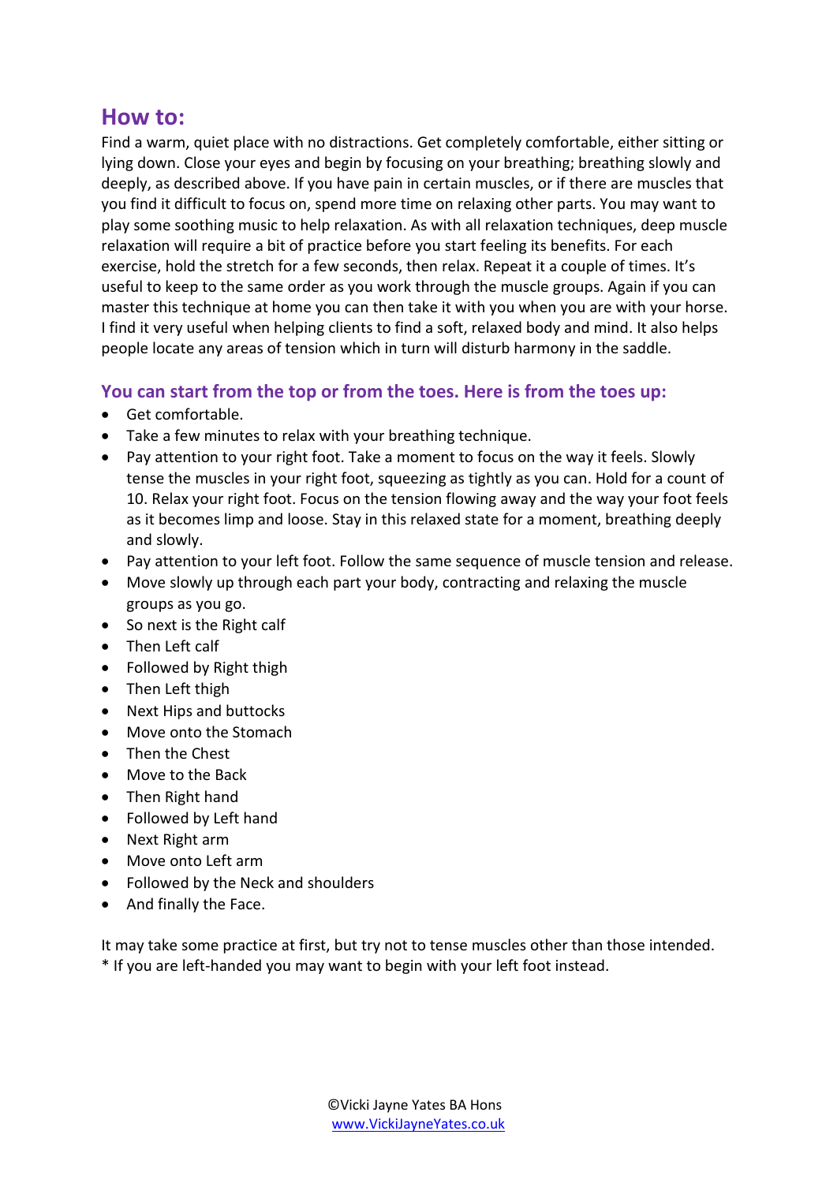## How to:

Find a warm, quiet place with no distractions. Get completely comfortable, either sitting or lying down. Close your eyes and begin by focusing on your breathing; breathing slowly and deeply, as described above. If you have pain in certain muscles, or if there are muscles that you find it difficult to focus on, spend more time on relaxing other parts. You may want to play some soothing music to help relaxation. As with all relaxation techniques, deep muscle relaxation will require a bit of practice before you start feeling its benefits. For each exercise, hold the stretch for a few seconds, then relax. Repeat it a couple of times. It's useful to keep to the same order as you work through the muscle groups. Again if you can master this technique at home you can then take it with you when you are with your horse. I find it very useful when helping clients to find a soft, relaxed body and mind. It also helps people locate any areas of tension which in turn will disturb harmony in the saddle.

### You can start from the top or from the toes. Here is from the toes up:

- Get comfortable.
- Take a few minutes to relax with your breathing technique.
- Pay attention to your right foot. Take a moment to focus on the way it feels. Slowly tense the muscles in your right foot, squeezing as tightly as you can. Hold for a count of 10. Relax your right foot. Focus on the tension flowing away and the way your foot feels as it becomes limp and loose. Stay in this relaxed state for a moment, breathing deeply and slowly.
- Pay attention to your left foot. Follow the same sequence of muscle tension and release.
- Move slowly up through each part your body, contracting and relaxing the muscle groups as you go.
- So next is the Right calf
- Then Left calf
- Followed by Right thigh
- Then Left thigh
- Next Hips and buttocks
- Move onto the Stomach
- Then the Chest
- Move to the Back
- Then Right hand
- Followed by Left hand
- Next Right arm
- Move onto Left arm
- Followed by the Neck and shoulders
- And finally the Face.

It may take some practice at first, but try not to tense muscles other than those intended.
* If you are left-handed you may want to begin with your left foot instead.

©Vicki Jayne Yates BA Hons
www.VickiJayneYates.co.uk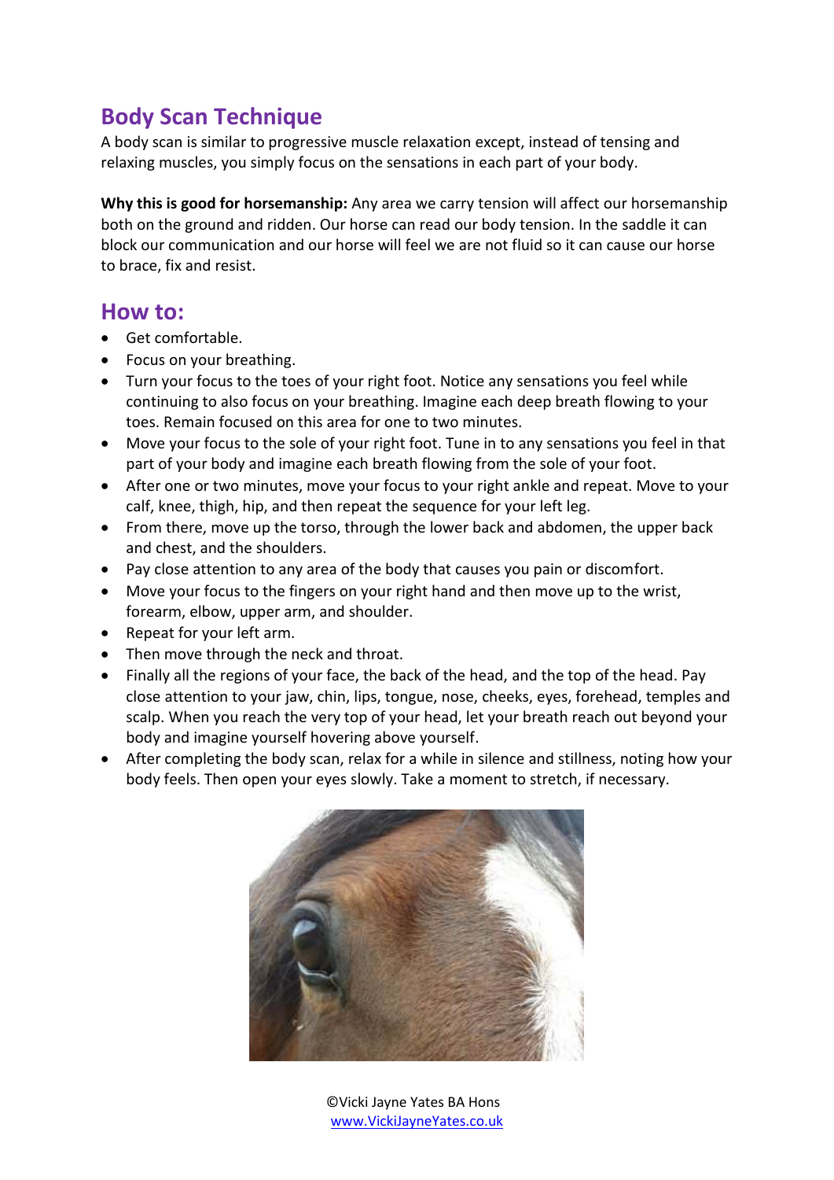## Body Scan Technique

A body scan is similar to progressive muscle relaxation except, instead of tensing and relaxing muscles, you simply focus on the sensations in each part of your body.

**Why this is good for horsemanship:** Any area we carry tension will affect our horsemanship both on the ground and ridden. Our horse can read our body tension. In the saddle it can block our communication and our horse will feel we are not fluid so it can cause our horse to brace, fix and resist.

## How to:

- Get comfortable.
- Focus on your breathing.
- Turn your focus to the toes of your right foot. Notice any sensations you feel while continuing to also focus on your breathing. Imagine each deep breath flowing to your toes. Remain focused on this area for one to two minutes.
- Move your focus to the sole of your right foot. Tune in to any sensations you feel in that part of your body and imagine each breath flowing from the sole of your foot.
- After one or two minutes, move your focus to your right ankle and repeat. Move to your calf, knee, thigh, hip, and then repeat the sequence for your left leg.
- From there, move up the torso, through the lower back and abdomen, the upper back and chest, and the shoulders.
- Pay close attention to any area of the body that causes you pain or discomfort.
- Move your focus to the fingers on your right hand and then move up to the wrist, forearm, elbow, upper arm, and shoulder.
- Repeat for your left arm.
- Then move through the neck and throat.
- Finally all the regions of your face, the back of the head, and the top of the head. Pay close attention to your jaw, chin, lips, tongue, nose, cheeks, eyes, forehead, temples and scalp. When you reach the very top of your head, let your breath reach out beyond your body and imagine yourself hovering above yourself.
- After completing the body scan, relax for a while in silence and stillness, noting how your body feels. Then open your eyes slowly. Take a moment to stretch, if necessary.

©Vicki Jayne Yates BA Hons
www.VickiJayneYates.co.uk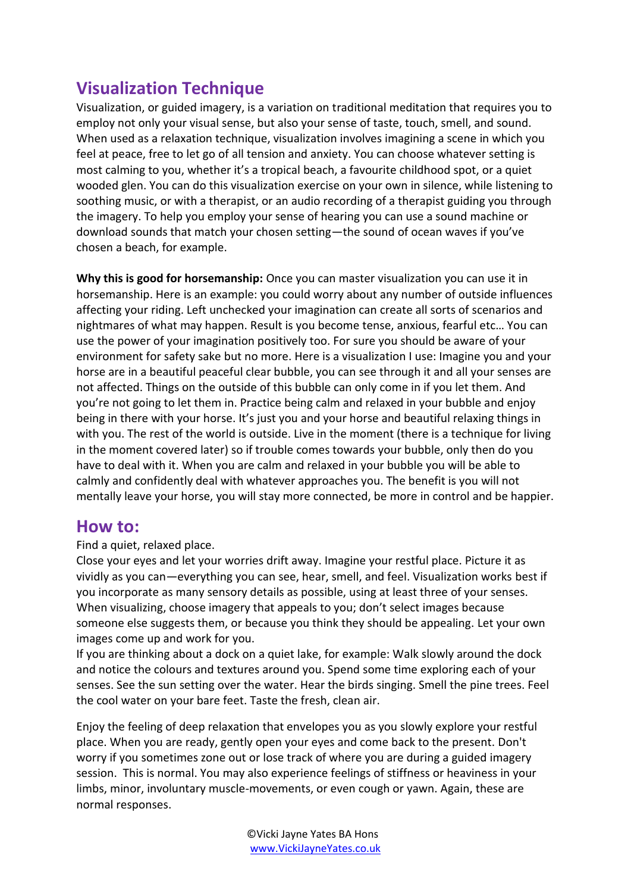## Visualization Technique

Visualization, or guided imagery, is a variation on traditional meditation that requires you to employ not only your visual sense, but also your sense of taste, touch, smell, and sound. When used as a relaxation technique, visualization involves imagining a scene in which you feel at peace, free to let go of all tension and anxiety. You can choose whatever setting is most calming to you, whether it's a tropical beach, a favourite childhood spot, or a quiet wooded glen. You can do this visualization exercise on your own in silence, while listening to soothing music, or with a therapist, or an audio recording of a therapist guiding you through the imagery. To help you employ your sense of hearing you can use a sound machine or download sounds that match your chosen setting—the sound of ocean waves if you've chosen a beach, for example.

**Why this is good for horsemanship:** Once you can master visualization you can use it in horsemanship. Here is an example: you could worry about any number of outside influences affecting your riding. Left unchecked your imagination can create all sorts of scenarios and nightmares of what may happen. Result is you become tense, anxious, fearful etc… You can use the power of your imagination positively too. For sure you should be aware of your environment for safety sake but no more. Here is a visualization I use: Imagine you and your horse are in a beautiful peaceful clear bubble, you can see through it and all your senses are not affected. Things on the outside of this bubble can only come in if you let them. And you're not going to let them in. Practice being calm and relaxed in your bubble and enjoy being in there with your horse. It's just you and your horse and beautiful relaxing things in with you. The rest of the world is outside. Live in the moment (there is a technique for living in the moment covered later) so if trouble comes towards your bubble, only then do you have to deal with it. When you are calm and relaxed in your bubble you will be able to calmly and confidently deal with whatever approaches you. The benefit is you will not mentally leave your horse, you will stay more connected, be more in control and be happier.

## How to:

Find a quiet, relaxed place.

Close your eyes and let your worries drift away. Imagine your restful place. Picture it as vividly as you can—everything you can see, hear, smell, and feel. Visualization works best if you incorporate as many sensory details as possible, using at least three of your senses. When visualizing, choose imagery that appeals to you; don't select images because someone else suggests them, or because you think they should be appealing. Let your own images come up and work for you.

If you are thinking about a dock on a quiet lake, for example: Walk slowly around the dock and notice the colours and textures around you. Spend some time exploring each of your senses. See the sun setting over the water. Hear the birds singing. Smell the pine trees. Feel the cool water on your bare feet. Taste the fresh, clean air.

Enjoy the feeling of deep relaxation that envelopes you as you slowly explore your restful place. When you are ready, gently open your eyes and come back to the present. Don't worry if you sometimes zone out or lose track of where you are during a guided imagery session. This is normal. You may also experience feelings of stiffness or heaviness in your limbs, minor, involuntary muscle-movements, or even cough or yawn. Again, these are normal responses.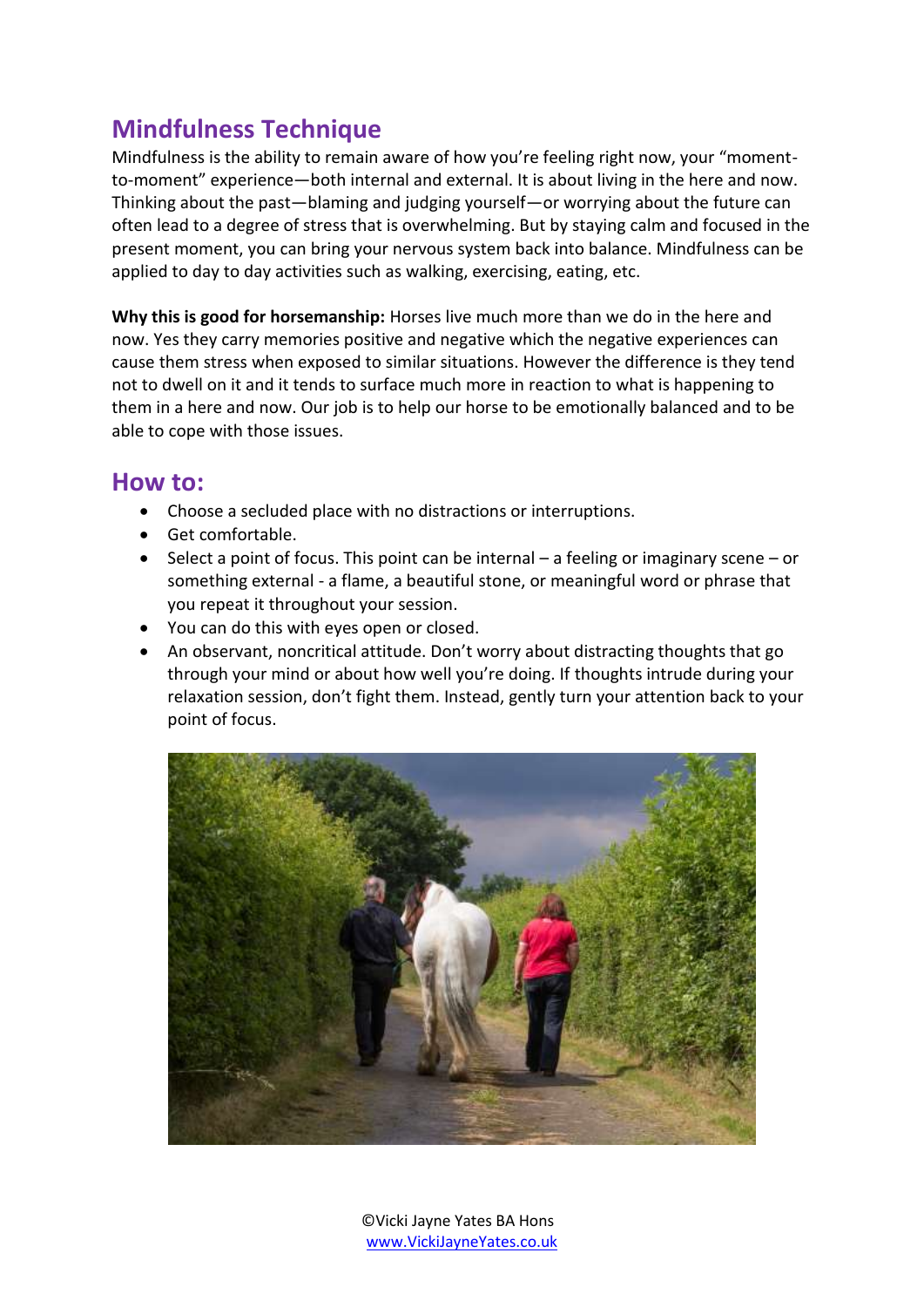## Mindfulness Technique

Mindfulness is the ability to remain aware of how you're feeling right now, your "moment-to-moment" experience—both internal and external. It is about living in the here and now. Thinking about the past—blaming and judging yourself—or worrying about the future can often lead to a degree of stress that is overwhelming. But by staying calm and focused in the present moment, you can bring your nervous system back into balance. Mindfulness can be applied to day to day activities such as walking, exercising, eating, etc.

**Why this is good for horsemanship:** Horses live much more than we do in the here and now. Yes they carry memories positive and negative which the negative experiences can cause them stress when exposed to similar situations. However the difference is they tend not to dwell on it and it tends to surface much more in reaction to what is happening to them in a here and now. Our job is to help our horse to be emotionally balanced and to be able to cope with those issues.

## How to:

- Choose a secluded place with no distractions or interruptions.
- Get comfortable.
- Select a point of focus. This point can be internal – a feeling or imaginary scene – or something external - a flame, a beautiful stone, or meaningful word or phrase that you repeat throughout your session.
- You can do this with eyes open or closed.
- An observant, noncritical attitude. Don't worry about distracting thoughts that go through your mind or about how well you're doing. If thoughts intrude during your relaxation session, don't fight them. Instead, gently turn your attention back to your point of focus.

©Vicki Jayne Yates BA Hons
www.VickiJayneYates.co.uk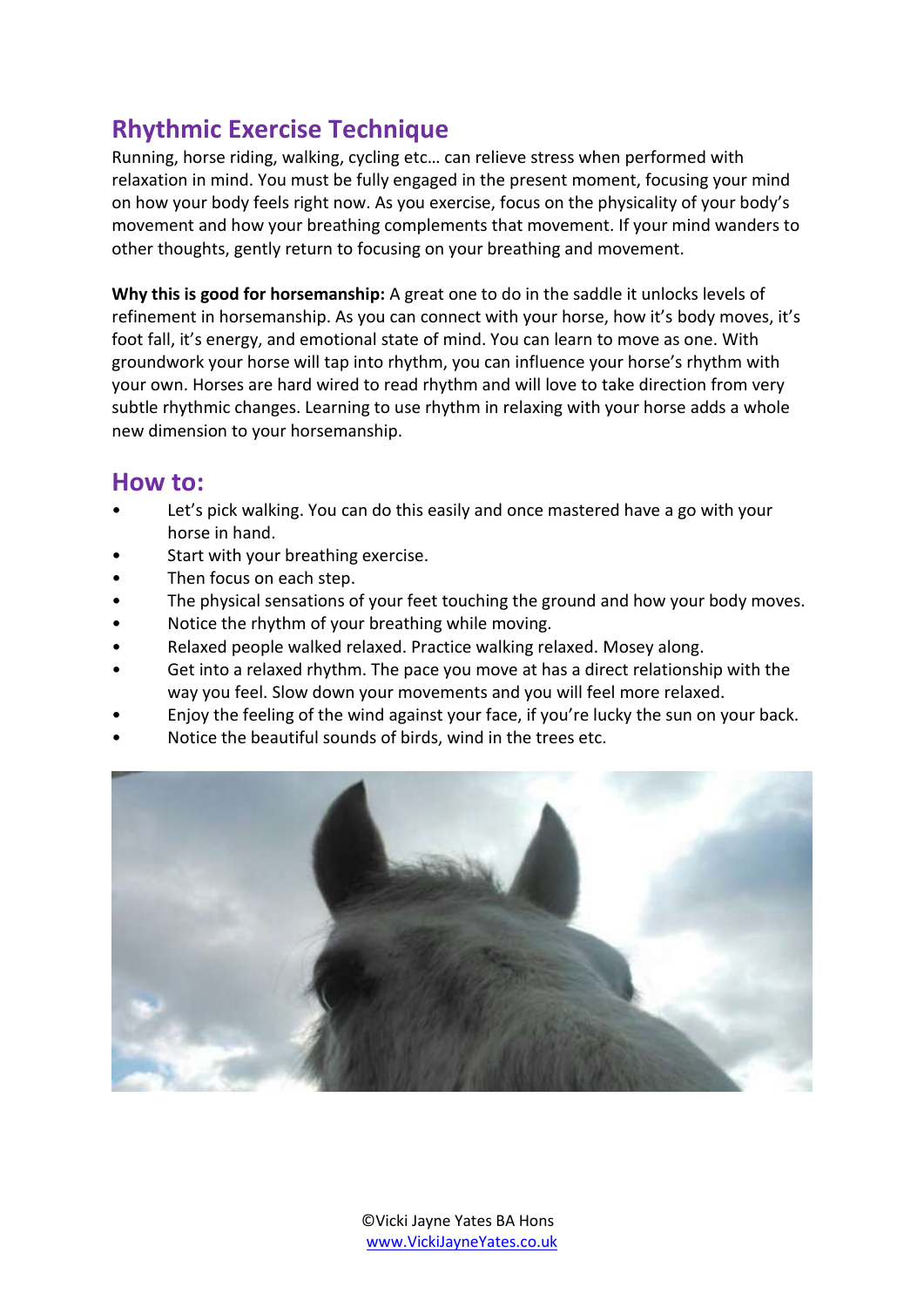## Rhythmic Exercise Technique

Running, horse riding, walking, cycling etc… can relieve stress when performed with relaxation in mind. You must be fully engaged in the present moment, focusing your mind on how your body feels right now. As you exercise, focus on the physicality of your body's movement and how your breathing complements that movement. If your mind wanders to other thoughts, gently return to focusing on your breathing and movement.

**Why this is good for horsemanship:** A great one to do in the saddle it unlocks levels of refinement in horsemanship. As you can connect with your horse, how it's body moves, it's foot fall, it's energy, and emotional state of mind. You can learn to move as one. With groundwork your horse will tap into rhythm, you can influence your horse's rhythm with your own. Horses are hard wired to read rhythm and will love to take direction from very subtle rhythmic changes. Learning to use rhythm in relaxing with your horse adds a whole new dimension to your horsemanship.

## How to:

- Let's pick walking. You can do this easily and once mastered have a go with your horse in hand.
- Start with your breathing exercise.
- Then focus on each step.
- The physical sensations of your feet touching the ground and how your body moves.
- Notice the rhythm of your breathing while moving.
- Relaxed people walked relaxed. Practice walking relaxed. Mosey along.
- Get into a relaxed rhythm. The pace you move at has a direct relationship with the way you feel. Slow down your movements and you will feel more relaxed.
- Enjoy the feeling of the wind against your face, if you're lucky the sun on your back.
- Notice the beautiful sounds of birds, wind in the trees etc.

©Vicki Jayne Yates BA Hons
www.VickiJayneYates.co.uk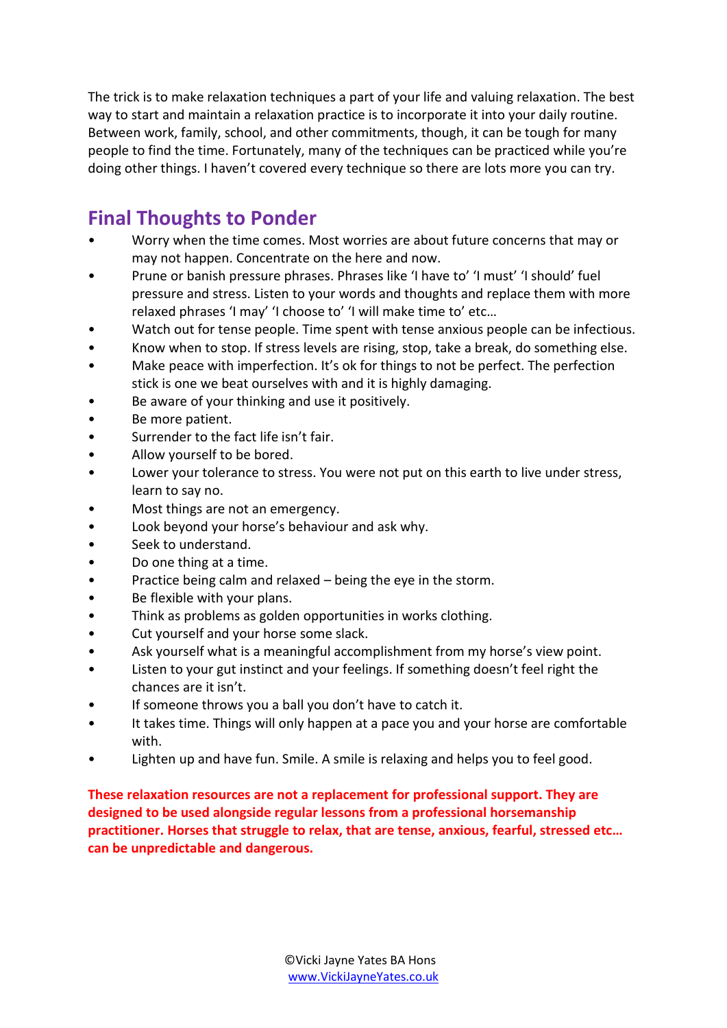The trick is to make relaxation techniques a part of your life and valuing relaxation. The best way to start and maintain a relaxation practice is to incorporate it into your daily routine. Between work, family, school, and other commitments, though, it can be tough for many people to find the time. Fortunately, many of the techniques can be practiced while you're doing other things. I haven't covered every technique so there are lots more you can try.

## Final Thoughts to Ponder

- Worry when the time comes. Most worries are about future concerns that may or may not happen. Concentrate on the here and now.
- Prune or banish pressure phrases. Phrases like 'I have to' 'I must' 'I should' fuel pressure and stress. Listen to your words and thoughts and replace them with more relaxed phrases 'I may' 'I choose to' 'I will make time to' etc…
- Watch out for tense people. Time spent with tense anxious people can be infectious.
- Know when to stop. If stress levels are rising, stop, take a break, do something else.
- Make peace with imperfection. It's ok for things to not be perfect. The perfection stick is one we beat ourselves with and it is highly damaging.
- Be aware of your thinking and use it positively.
- Be more patient.
- Surrender to the fact life isn't fair.
- Allow yourself to be bored.
- Lower your tolerance to stress. You were not put on this earth to live under stress, learn to say no.
- Most things are not an emergency.
- Look beyond your horse's behaviour and ask why.
- Seek to understand.
- Do one thing at a time.
- Practice being calm and relaxed – being the eye in the storm.
- Be flexible with your plans.
- Think as problems as golden opportunities in works clothing.
- Cut yourself and your horse some slack.
- Ask yourself what is a meaningful accomplishment from my horse's view point.
- Listen to your gut instinct and your feelings. If something doesn't feel right the chances are it isn't.
- If someone throws you a ball you don't have to catch it.
- It takes time. Things will only happen at a pace you and your horse are comfortable with.
- Lighten up and have fun. Smile. A smile is relaxing and helps you to feel good.

**These relaxation resources are not a replacement for professional support. They are designed to be used alongside regular lessons from a professional horsemanship practitioner. Horses that struggle to relax, that are tense, anxious, fearful, stressed etc… can be unpredictable and dangerous.**

©Vicki Jayne Yates BA Hons
www.VickiJayneYates.co.uk